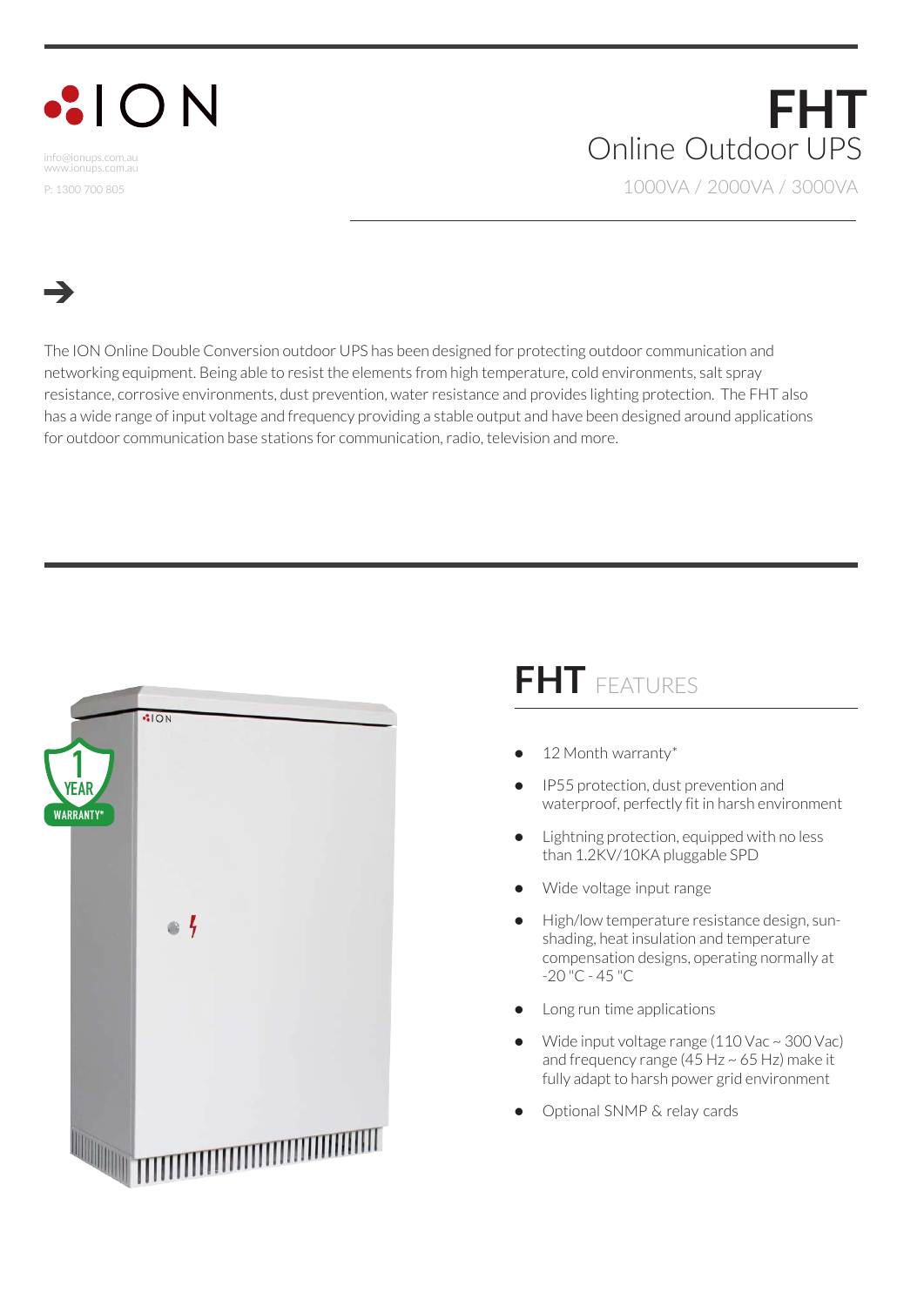# ION

info@ionups.com.au
www.ionups.com.au

P: 1300 700 805

# FHT

## Online Outdoor UPS

1000VA / 2000VA / 3000VA

The ION Online Double Conversion outdoor UPS has been designed for protecting outdoor communication and networking equipment. Being able to resist the elements from high temperature, cold environments, salt spray resistance, corrosive environments, dust prevention, water resistance and provides lighting protection. The FHT also has a wide range of input voltage and frequency providing a stable output and have been designed around applications for outdoor communication base stations for communication, radio, television and more.

## FHT FEATURES

- 12 Month warranty*
- IP55 protection, dust prevention and waterproof, perfectly fit in harsh environment
- Lightning protection, equipped with no less than 1.2KV/10KA pluggable SPD
- Wide voltage input range
- High/low temperature resistance design, sun-shading, heat insulation and temperature compensation designs, operating normally at -20 "C - 45 "C
- Long run time applications
- Wide input voltage range (110 Vac ~ 300 Vac) and frequency range (45 Hz ~ 65 Hz) make it fully adapt to harsh power grid environment
- Optional SNMP & relay cards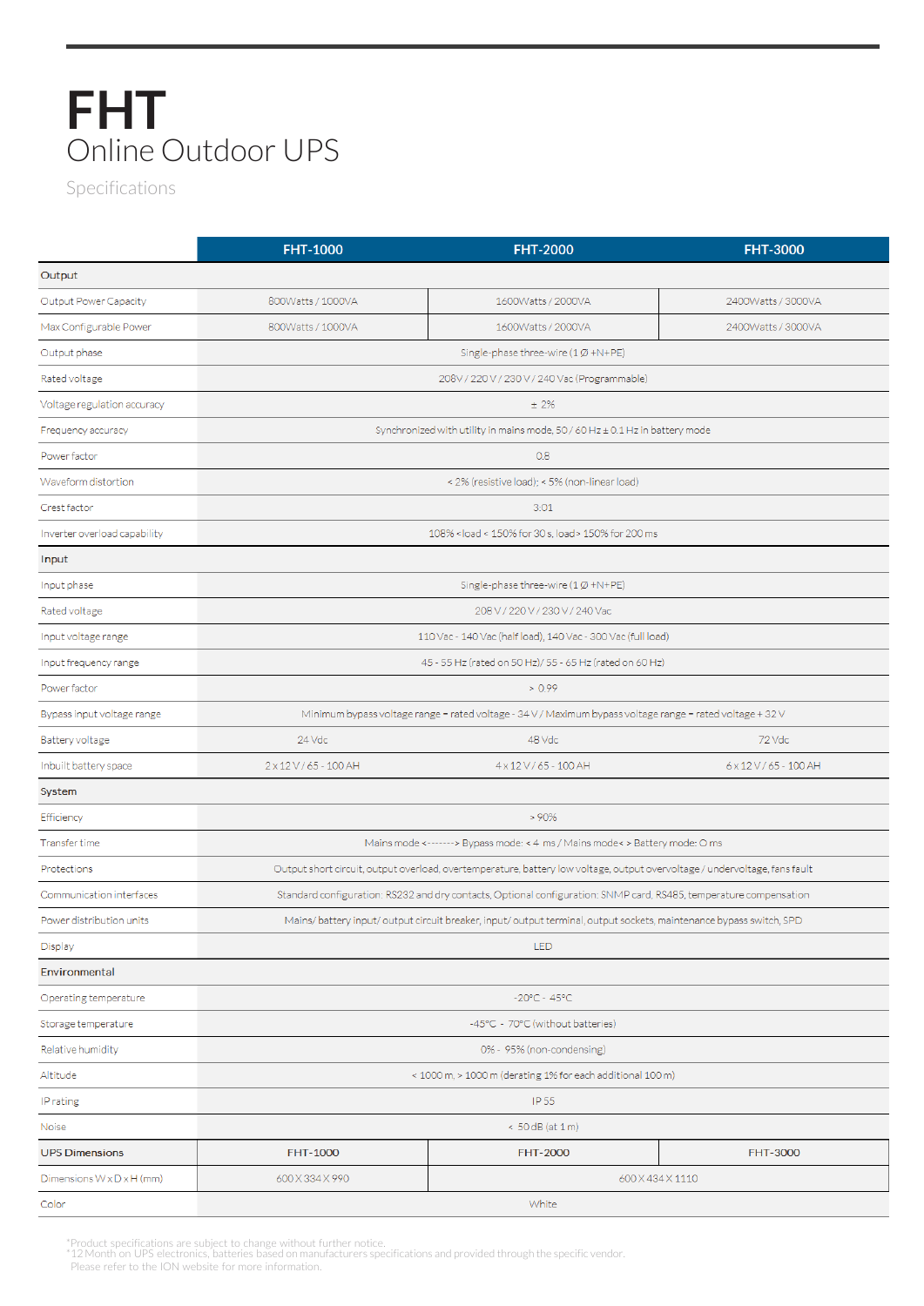# FHT

## Online Outdoor UPS

Specifications

| | FHT-1000 | FHT-2000 | FHT-3000 |
|---|---|---|---|
| **Output** | | | |
| Output Power Capacity | 800Watts / 1000VA | 1600Watts / 2000VA | 2400Watts / 3000VA |
| Max Configurable Power | 800Watts / 1000VA | 1600Watts / 2000VA | 2400Watts / 3000VA |
| Output phase | Single-phase three-wire (1 Ø +N+PE) | | |
| Rated voltage | 208V / 220 V / 230 V / 240 Vac (Programmable) | | |
| Voltage regulation accuracy | ± 2% | | |
| Frequency accuracy | Synchronized with utility in mains mode, 50 / 60 Hz ± 0.1 Hz in battery mode | | |
| Power factor | 0.8 | | |
| Waveform distortion | < 2% (resistive load); < 5% (non-linear load) | | |
| Crest factor | 3:01 | | |
| Inverter overload capability | 108% < load < 150% for 30 s, load > 150% for 200 ms | | |
| **Input** | | | |
| Input phase | Single-phase three-wire (1 Ø +N+PE) | | |
| Rated voltage | 208 V / 220 V / 230 V / 240 Vac | | |
| Input voltage range | 110 Vac - 140 Vac (half load), 140 Vac - 300 Vac (full load) | | |
| Input frequency range | 45 - 55 Hz (rated on 50 Hz)/ 55 - 65 Hz (rated on 60 Hz) | | |
| Power factor | > 0.99 | | |
| Bypass input voltage range | Minimum bypass voltage range = rated voltage - 34 V / Maximum bypass voltage range = rated voltage + 32 V | | |
| Battery voltage | 24 Vdc | 48 Vdc | 72 Vdc |
| Inbuilt battery space | 2 x 12 V / 65 - 100 AH | 4 x 12 V / 65 - 100 AH | 6 x 12 V / 65 - 100 AH |
| **System** | | | |
| Efficiency | > 90% | | |
| Transfer time | Mains mode <-------> Bypass mode: < 4 ms / Mains mode< > Battery mode: 0 ms | | |
| Protections | Output short circuit, output overload, overtemperature, battery low voltage, output overvoltage / undervoltage, fans fault | | |
| Communication interfaces | Standard configuration: RS232 and dry contacts, Optional configuration: SNMP card, RS485, temperature compensation | | |
| Power distribution units | Mains/ battery input/ output circuit breaker, input/ output terminal, output sockets, maintenance bypass switch, SPD | | |
| Display | LED | | |
| **Environmental** | | | |
| Operating temperature | -20°C - 45°C | | |
| Storage temperature | -45°C - 70°C (without batteries) | | |
| Relative humidity | 0% - 95% (non-condensing) | | |
| Altitude | < 1000 m, > 1000 m (derating 1% for each additional 100 m) | | |
| IP rating | IP 55 | | |
| Noise | < 50 dB (at 1 m) | | |
| **UPS Dimensions** | FHT-1000 | FHT-2000 | FHT-3000 |
| Dimensions W x D x H (mm) | 600 X 334 X 990 | 600 X 434 X 1110 | |
| Color | White | | |

*Product specifications are subject to change without further notice.
*12 Month on UPS electronics, batteries based on manufacturers specifications and provided through the specific vendor.
Please refer to the ION website for more information.